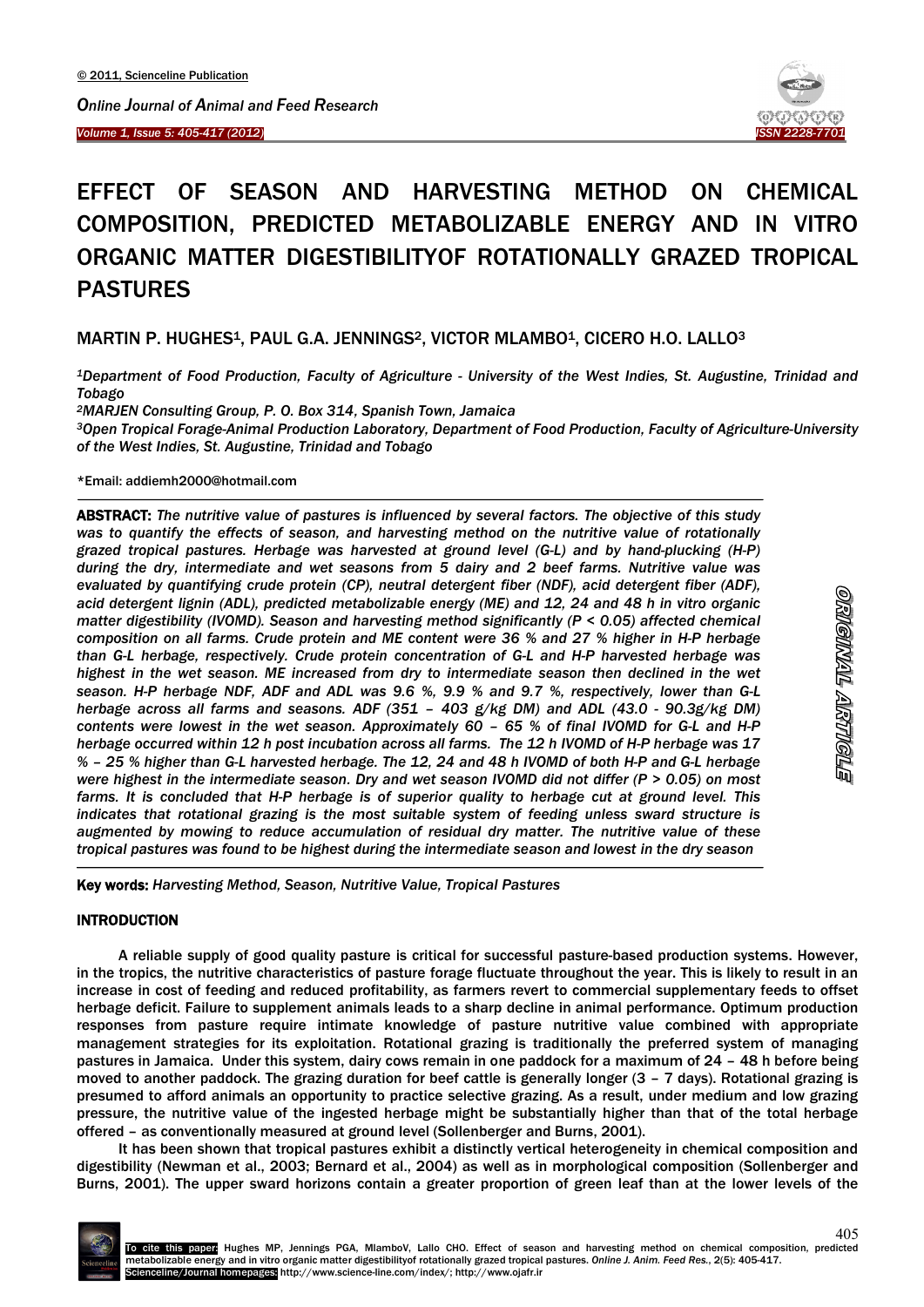# EFFECT OF SEASON AND HARVESTING METHOD ON CHEMICAL COMPOSITION, PREDICTED METABOLIZABLE ENERGY AND IN VITRO ORGANIC MATTER DIGESTIBILITYOF ROTATIONALLY GRAZED TROPICAL PASTURES

MARTIN P. HUGHES[1], PAUL G.A. JENNINGS[2], VICTOR MLAMBO[1], CICERO H.O. LALLO[3]

*[1]Department of Food Production, Faculty of Agriculture - University of the West Indies, St. Augustine, Trinidad and Tobago*

*[2]MARJEN Consulting Group, P. O. Box 314, Spanish Town, Jamaica*

*[3]Open Tropical Forage-Animal Production Laboratory, Department of Food Production, Faculty of Agriculture-University of the West Indies, St. Augustine, Trinidad and Tobago*

*Email: addiemh2000@hotmail.com

**ABSTRACT:** *The nutritive value of pastures is influenced by several factors. The objective of this study was to quantify the effects of season, and harvesting method on the nutritive value of rotationally grazed tropical pastures. Herbage was harvested at ground level (G-L) and by hand-plucking (H-P) during the dry, intermediate and wet seasons from 5 dairy and 2 beef farms. Nutritive value was evaluated by quantifying crude protein (CP), neutral detergent fiber (NDF), acid detergent fiber (ADF), acid detergent lignin (ADL), predicted metabolizable energy (ME) and 12, 24 and 48 h in vitro organic matter digestibility (IVOMD). Season and harvesting method significantly (P < 0.05) affected chemical composition on all farms. Crude protein and ME content were 36 % and 27 % higher in H-P herbage than G-L herbage, respectively. Crude protein concentration of G-L and H-P harvested herbage was highest in the wet season. ME increased from dry to intermediate season then declined in the wet season. H-P herbage NDF, ADF and ADL was 9.6 %, 9.9 % and 9.7 %, respectively, lower than G-L herbage across all farms and seasons. ADF (351 – 403 g/kg DM) and ADL (43.0 - 90.3g/kg DM) contents were lowest in the wet season. Approximately 60 – 65 % of final IVOMD for G-L and H-P herbage occurred within 12 h post incubation across all farms. The 12 h IVOMD of H-P herbage was 17 % – 25 % higher than G-L harvested herbage. The 12, 24 and 48 h IVOMD of both H-P and G-L herbage were highest in the intermediate season. Dry and wet season IVOMD did not differ (P > 0.05) on most farms. It is concluded that H-P herbage is of superior quality to herbage cut at ground level. This indicates that rotational grazing is the most suitable system of feeding unless sward structure is augmented by mowing to reduce accumulation of residual dry matter. The nutritive value of these tropical pastures was found to be highest during the intermediate season and lowest in the dry season*

**Key words:** *Harvesting Method, Season, Nutritive Value, Tropical Pastures*

ORIGINAL ARTICLE

## INTRODUCTION

A reliable supply of good quality pasture is critical for successful pasture-based production systems. However, in the tropics, the nutritive characteristics of pasture forage fluctuate throughout the year. This is likely to result in an increase in cost of feeding and reduced profitability, as farmers revert to commercial supplementary feeds to offset herbage deficit. Failure to supplement animals leads to a sharp decline in animal performance. Optimum production responses from pasture require intimate knowledge of pasture nutritive value combined with appropriate management strategies for its exploitation. Rotational grazing is traditionally the preferred system of managing pastures in Jamaica. Under this system, dairy cows remain in one paddock for a maximum of 24 – 48 h before being moved to another paddock. The grazing duration for beef cattle is generally longer (3 – 7 days). Rotational grazing is presumed to afford animals an opportunity to practice selective grazing. As a result, under medium and low grazing pressure, the nutritive value of the ingested herbage might be substantially higher than that of the total herbage offered – as conventionally measured at ground level (Sollenberger and Burns, 2001).

It has been shown that tropical pastures exhibit a distinctly vertical heterogeneity in chemical composition and digestibility (Newman et al., 2003; Bernard et al., 2004) as well as in morphological composition (Sollenberger and Burns, 2001). The upper sward horizons contain a greater proportion of green leaf than at the lower levels of the

To cite this paper: Hughes MP, Jennings PGA, Mlambo V, Lallo CHO. Effect of season and harvesting method on chemical composition, predicted metabolizable energy and in vitro organic matter digestibilityof rotationally grazed tropical pastures. *Online J. Anim. Feed Res.*, 2(5): 405-417.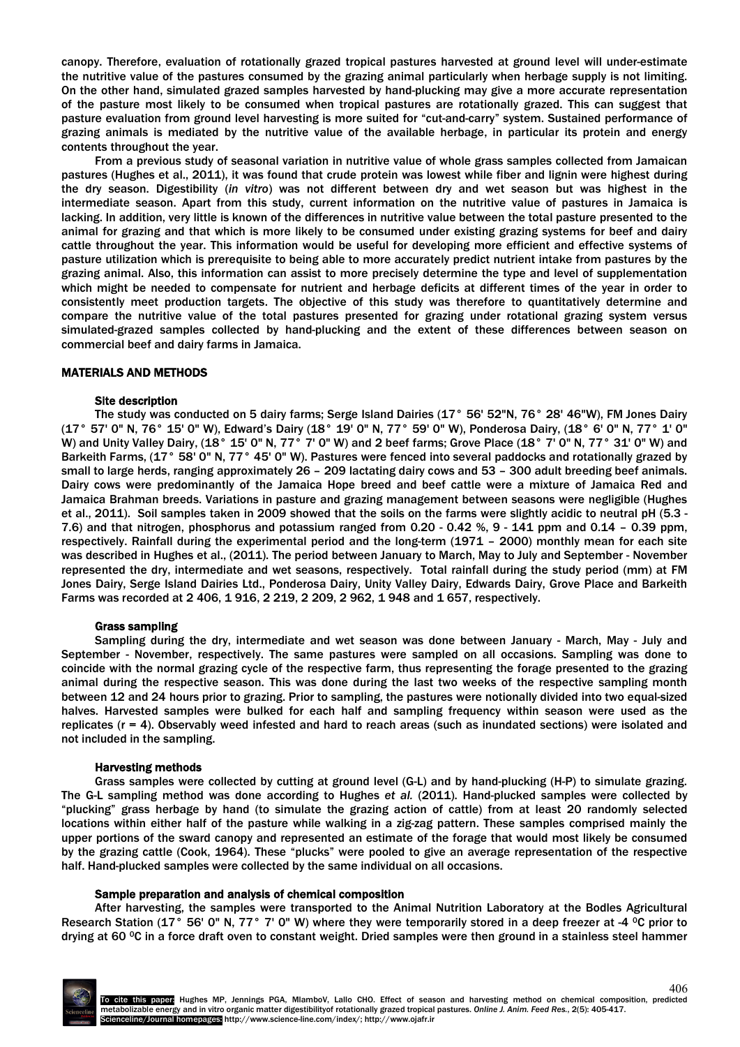canopy. Therefore, evaluation of rotationally grazed tropical pastures harvested at ground level will under-estimate the nutritive value of the pastures consumed by the grazing animal particularly when herbage supply is not limiting. On the other hand, simulated grazed samples harvested by hand-plucking may give a more accurate representation of the pasture most likely to be consumed when tropical pastures are rotationally grazed. This can suggest that pasture evaluation from ground level harvesting is more suited for "cut-and-carry" system. Sustained performance of grazing animals is mediated by the nutritive value of the available herbage, in particular its protein and energy contents throughout the year.

From a previous study of seasonal variation in nutritive value of whole grass samples collected from Jamaican pastures (Hughes et al., 2011), it was found that crude protein was lowest while fiber and lignin were highest during the dry season. Digestibility (*in vitro*) was not different between dry and wet season but was highest in the intermediate season. Apart from this study, current information on the nutritive value of pastures in Jamaica is lacking. In addition, very little is known of the differences in nutritive value between the total pasture presented to the animal for grazing and that which is more likely to be consumed under existing grazing systems for beef and dairy cattle throughout the year. This information would be useful for developing more efficient and effective systems of pasture utilization which is prerequisite to being able to more accurately predict nutrient intake from pastures by the grazing animal. Also, this information can assist to more precisely determine the type and level of supplementation which might be needed to compensate for nutrient and herbage deficits at different times of the year in order to consistently meet production targets. The objective of this study was therefore to quantitatively determine and compare the nutritive value of the total pastures presented for grazing under rotational grazing system versus simulated-grazed samples collected by hand-plucking and the extent of these differences between season on commercial beef and dairy farms in Jamaica.

## MATERIALS AND METHODS

### Site description

The study was conducted on 5 dairy farms; Serge Island Dairies (17° 56' 52"N, 76° 28' 46"W), FM Jones Dairy (17° 57' 0" N, 76° 15' 0" W), Edward's Dairy (18° 19' 0" N, 77° 59' 0" W), Ponderosa Dairy, (18° 6' 0" N, 77° 1' 0" W) and Unity Valley Dairy, (18° 15' 0" N, 77° 7' 0" W) and 2 beef farms; Grove Place (18° 7' 0" N, 77° 31' 0" W) and Barkeith Farms, (17° 58' 0" N, 77° 45' 0" W). Pastures were fenced into several paddocks and rotationally grazed by small to large herds, ranging approximately 26 – 209 lactating dairy cows and 53 – 300 adult breeding beef animals. Dairy cows were predominantly of the Jamaica Hope breed and beef cattle were a mixture of Jamaica Red and Jamaica Brahman breeds. Variations in pasture and grazing management between seasons were negligible (Hughes et al., 2011). Soil samples taken in 2009 showed that the soils on the farms were slightly acidic to neutral pH (5.3 - 7.6) and that nitrogen, phosphorus and potassium ranged from 0.20 - 0.42 %, 9 - 141 ppm and 0.14 – 0.39 ppm, respectively. Rainfall during the experimental period and the long-term (1971 – 2000) monthly mean for each site was described in Hughes et al., (2011). The period between January to March, May to July and September - November represented the dry, intermediate and wet seasons, respectively. Total rainfall during the study period (mm) at FM Jones Dairy, Serge Island Dairies Ltd., Ponderosa Dairy, Unity Valley Dairy, Edwards Dairy, Grove Place and Barkeith Farms was recorded at 2 406, 1 916, 2 219, 2 209, 2 962, 1 948 and 1 657, respectively.

### Grass sampling

Sampling during the dry, intermediate and wet season was done between January - March, May - July and September - November, respectively. The same pastures were sampled on all occasions. Sampling was done to coincide with the normal grazing cycle of the respective farm, thus representing the forage presented to the grazing animal during the respective season. This was done during the last two weeks of the respective sampling month between 12 and 24 hours prior to grazing. Prior to sampling, the pastures were notionally divided into two equal-sized halves. Harvested samples were bulked for each half and sampling frequency within season were used as the replicates (r = 4). Observably weed infested and hard to reach areas (such as inundated sections) were isolated and not included in the sampling.

### Harvesting methods

Grass samples were collected by cutting at ground level (G-L) and by hand-plucking (H-P) to simulate grazing. The G-L sampling method was done according to Hughes *et al.* (2011). Hand-plucked samples were collected by "plucking" grass herbage by hand (to simulate the grazing action of cattle) from at least 20 randomly selected locations within either half of the pasture while walking in a zig-zag pattern. These samples comprised mainly the upper portions of the sward canopy and represented an estimate of the forage that would most likely be consumed by the grazing cattle (Cook, 1964). These "plucks" were pooled to give an average representation of the respective half. Hand-plucked samples were collected by the same individual on all occasions.

### Sample preparation and analysis of chemical composition

After harvesting, the samples were transported to the Animal Nutrition Laboratory at the Bodles Agricultural Research Station (17° 56' 0" N, 77° 7' 0" W) where they were temporarily stored in a deep freezer at -4 $^0$C prior to drying at 60 $^0$C in a force draft oven to constant weight. Dried samples were then ground in a stainless steel hammer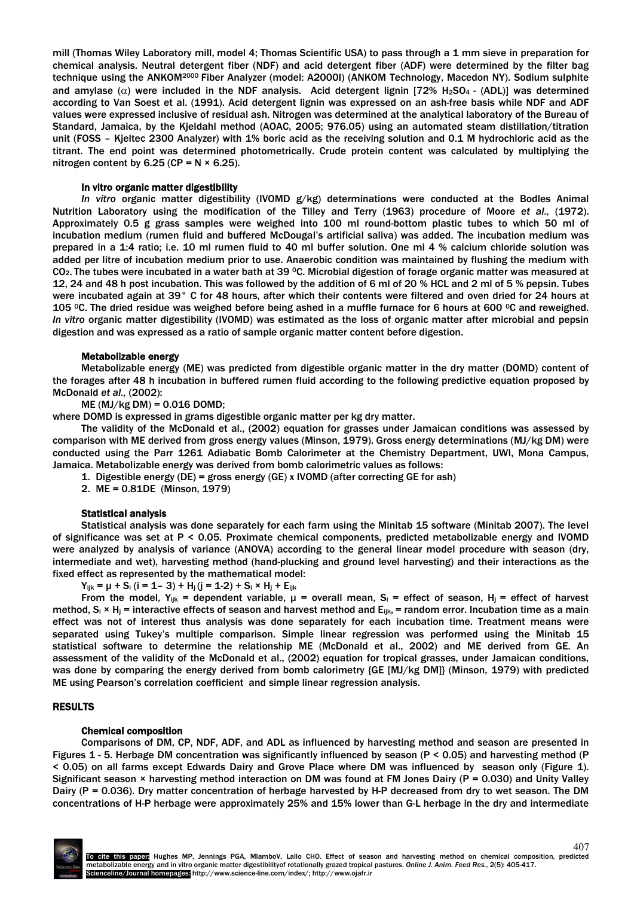mill (Thomas Wiley Laboratory mill, model 4; Thomas Scientific USA) to pass through a 1 mm sieve in preparation for chemical analysis. Neutral detergent fiber (NDF) and acid detergent fiber (ADF) were determined by the filter bag technique using the ANKOM[2000] Fiber Analyzer (model: A2000I) (ANKOM Technology, Macedon NY). Sodium sulphite and amylase ($\alpha$) were included in the NDF analysis. Acid detergent lignin [72% $H_2SO_4$ - (ADL)] was determined according to Van Soest et al. (1991). Acid detergent lignin was expressed on an ash-free basis while NDF and ADF values were expressed inclusive of residual ash. Nitrogen was determined at the analytical laboratory of the Bureau of Standard, Jamaica, by the Kjeldahl method (AOAC, 2005; 976.05) using an automated steam distillation/titration unit (FOSS – Kjeltec 2300 Analyzer) with 1% boric acid as the receiving solution and 0.1 M hydrochloric acid as the titrant. The end point was determined photometrically. Crude protein content was calculated by multiplying the nitrogen content by 6.25 (CP = N × 6.25).

### In vitro organic matter digestibility

*In vitro* organic matter digestibility (IVOMD g/kg) determinations were conducted at the Bodles Animal Nutrition Laboratory using the modification of the Tilley and Terry (1963) procedure of Moore *et al.,* (1972). Approximately 0.5 g grass samples were weighed into 100 ml round-bottom plastic tubes to which 50 ml of incubation medium (rumen fluid and buffered McDougal's artificial saliva) was added. The incubation medium was prepared in a 1:4 ratio; i.e. 10 ml rumen fluid to 40 ml buffer solution. One ml 4 % calcium chloride solution was added per litre of incubation medium prior to use. Anaerobic condition was maintained by flushing the medium with $CO_2$. The tubes were incubated in a water bath at 39 $^0$C. Microbial digestion of forage organic matter was measured at 12, 24 and 48 h post incubation. This was followed by the addition of 6 ml of 20 % HCL and 2 ml of 5 % pepsin. Tubes were incubated again at 39° C for 48 hours, after which their contents were filtered and oven dried for 24 hours at 105 $^0$C. The dried residue was weighed before being ashed in a muffle furnace for 6 hours at 600 $^0$C and reweighed. *In vitro* organic matter digestibility (IVOMD) was estimated as the loss of organic matter after microbial and pepsin digestion and was expressed as a ratio of sample organic matter content before digestion.

### Metabolizable energy

Metabolizable energy (ME) was predicted from digestible organic matter in the dry matter (DOMD) content of the forages after 48 h incubation in buffered rumen fluid according to the following predictive equation proposed by McDonald *et al.,* (2002):

ME (MJ/kg DM) = 0.016 DOMD;

where DOMD is expressed in grams digestible organic matter per kg dry matter.

The validity of the McDonald et al., (2002) equation for grasses under Jamaican conditions was assessed by comparison with ME derived from gross energy values (Minson, 1979). Gross energy determinations (MJ/kg DM) were conducted using the Parr 1261 Adiabatic Bomb Calorimeter at the Chemistry Department, UWI, Mona Campus, Jamaica. Metabolizable energy was derived from bomb calorimetric values as follows:

1. Digestible energy (DE) = gross energy (GE) x IVOMD (after correcting GE for ash)
2. ME = 0.81DE (Minson, 1979)

### Statistical analysis

Statistical analysis was done separately for each farm using the Minitab 15 software (Minitab 2007). The level of significance was set at $P < 0.05$. Proximate chemical components, predicted metabolizable energy and IVOMD were analyzed by analysis of variance (ANOVA) according to the general linear model procedure with season (dry, intermediate and wet), harvesting method (hand-plucking and ground level harvesting) and their interactions as the fixed effect as represented by the mathematical model:

$Y_{ijk} = \mu + S_i \ (i = 1\text{– }3) + H_j \ (j = 1\text{-}2) + S_i \times H_j + E_{ijk}$

From the model, $Y_{ijk}$ = dependent variable, $\mu$ = overall mean, $S_i$ = effect of season, $H_j$ = effect of harvest method, $S_i \times H_j$ = interactive effects of season and harvest method and $E_{ijk}$, = random error. Incubation time as a main effect was not of interest thus analysis was done separately for each incubation time. Treatment means were separated using Tukey's multiple comparison. Simple linear regression was performed using the Minitab 15 statistical software to determine the relationship ME (McDonald et al., 2002) and ME derived from GE. An assessment of the validity of the McDonald et al., (2002) equation for tropical grasses, under Jamaican conditions, was done by comparing the energy derived from bomb calorimetry {GE [MJ/kg DM]} (Minson, 1979) with predicted ME using Pearson's correlation coefficient and simple linear regression analysis.

## RESULTS

### Chemical composition

Comparisons of DM, CP, NDF, ADF, and ADL as influenced by harvesting method and season are presented in Figures 1 - 5. Herbage DM concentration was significantly influenced by season ($P < 0.05$) and harvesting method ($P < 0.05$) on all farms except Edwards Dairy and Grove Place where DM was influenced by season only (Figure 1). Significant season × harvesting method interaction on DM was found at FM Jones Dairy ($P = 0.030$) and Unity Valley Dairy ($P = 0.036$). Dry matter concentration of herbage harvested by H-P decreased from dry to wet season. The DM concentrations of H-P herbage were approximately 25% and 15% lower than G-L herbage in the dry and intermediate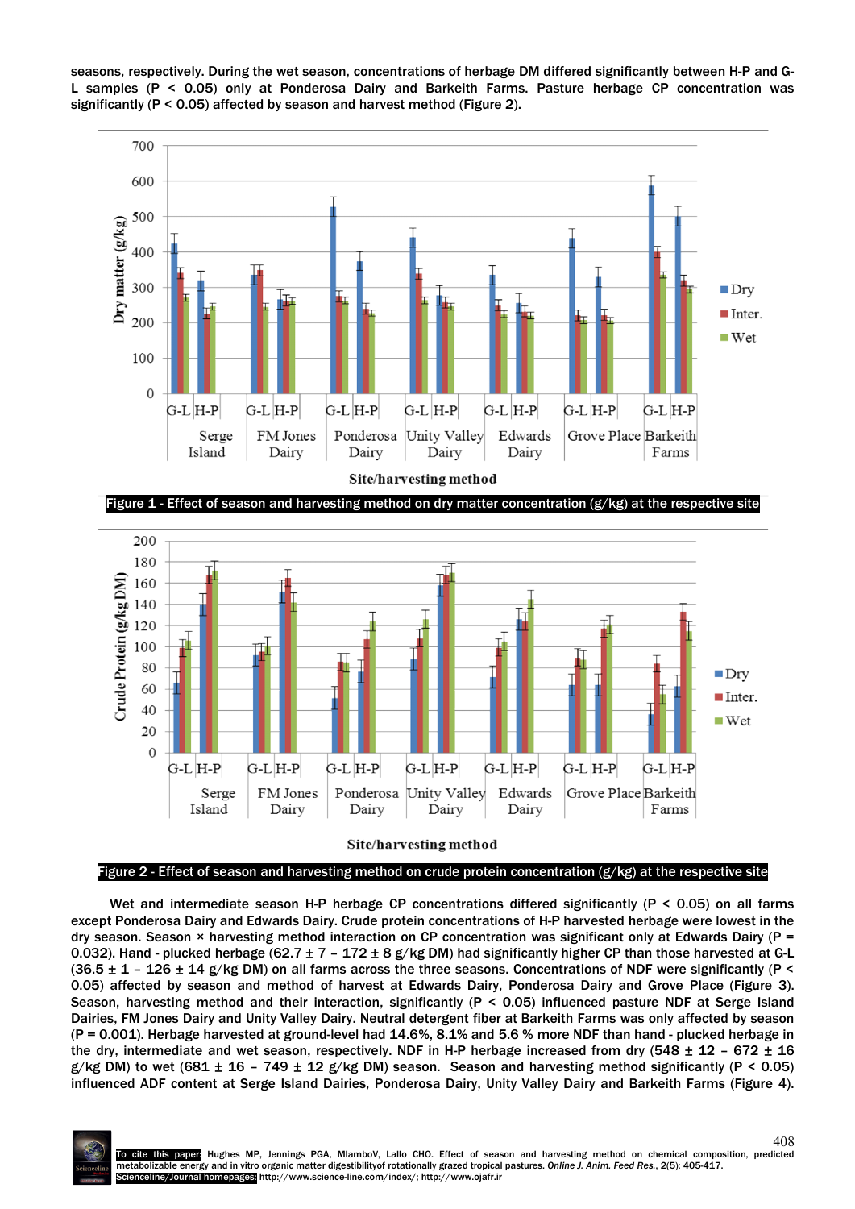seasons, respectively. During the wet season, concentrations of herbage DM differed significantly between H-P and G-L samples ($P < 0.05$) only at Ponderosa Dairy and Barkeith Farms. Pasture herbage CP concentration was significantly ($P < 0.05$) affected by season and harvest method (Figure 2).

Figure 1 - Effect of season and harvesting method on dry matter concentration (g/kg) at the respective site

Figure 2 - Effect of season and harvesting method on crude protein concentration (g/kg) at the respective site

Wet and intermediate season H-P herbage CP concentrations differed significantly ($P < 0.05$) on all farms except Ponderosa Dairy and Edwards Dairy. Crude protein concentrations of H-P harvested herbage were lowest in the dry season. Season × harvesting method interaction on CP concentration was significant only at Edwards Dairy ($P = 0.032$). Hand - plucked herbage (62.7 ± 7 – 172 ± 8 g/kg DM) had significantly higher CP than those harvested at G-L (36.5 ± 1 – 126 ± 14 g/kg DM) on all farms across the three seasons. Concentrations of NDF were significantly ($P < 0.05$) affected by season and method of harvest at Edwards Dairy, Ponderosa Dairy and Grove Place (Figure 3). Season, harvesting method and their interaction, significantly ($P < 0.05$) influenced pasture NDF at Serge Island Dairies, FM Jones Dairy and Unity Valley Dairy. Neutral detergent fiber at Barkeith Farms was only affected by season ($P = 0.001$). Herbage harvested at ground-level had 14.6%, 8.1% and 5.6 % more NDF than hand - plucked herbage in the dry, intermediate and wet season, respectively. NDF in H-P herbage increased from dry (548 ± 12 – 672 ± 16 g/kg DM) to wet (681 ± 16 – 749 ± 12 g/kg DM) season. Season and harvesting method significantly ($P < 0.05$) influenced ADF content at Serge Island Dairies, Ponderosa Dairy, Unity Valley Dairy and Barkeith Farms (Figure 4).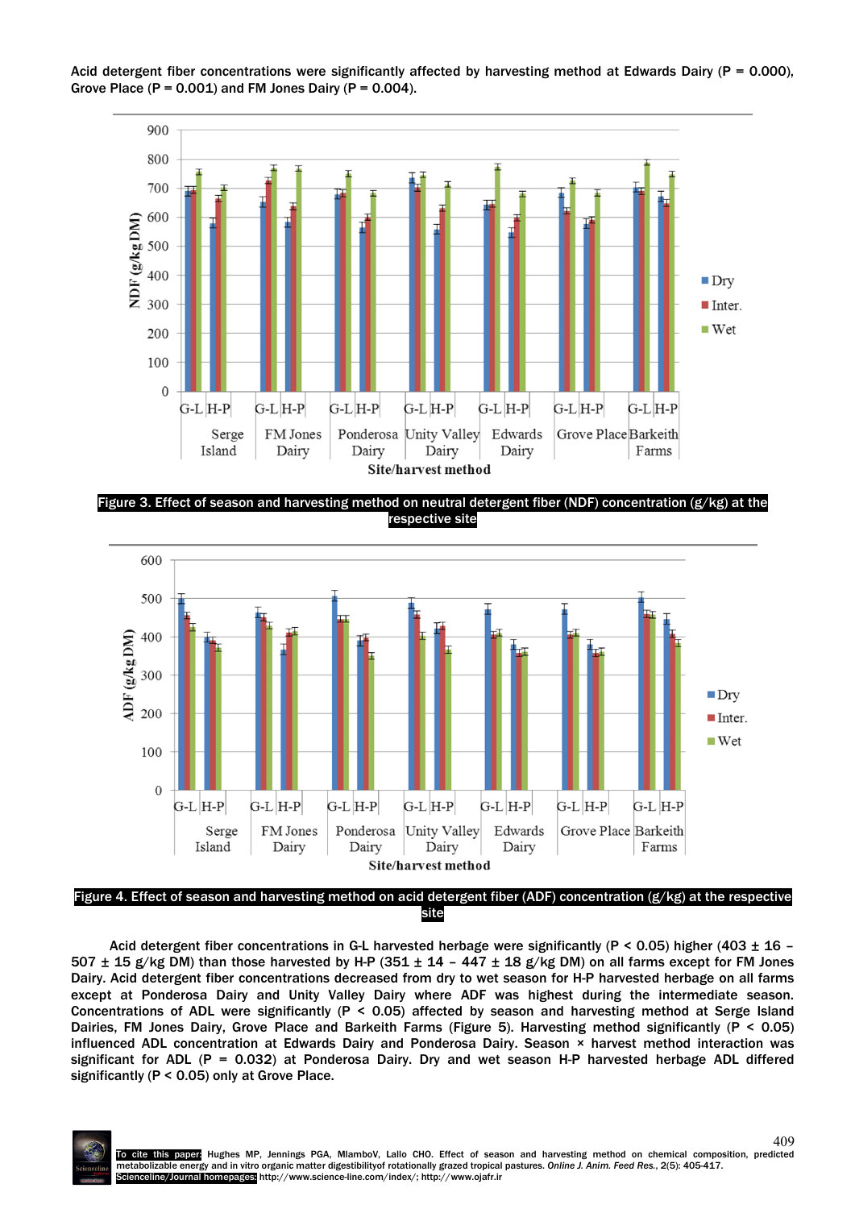Acid detergent fiber concentrations were significantly affected by harvesting method at Edwards Dairy (P = 0.000), Grove Place (P = 0.001) and FM Jones Dairy (P = 0.004).

Figure 3. Effect of season and harvesting method on neutral detergent fiber (NDF) concentration (g/kg) at the respective site

Figure 4. Effect of season and harvesting method on acid detergent fiber (ADF) concentration (g/kg) at the respective site

Acid detergent fiber concentrations in G-L harvested herbage were significantly (P < 0.05) higher (403 ± 16 – 507 ± 15 g/kg DM) than those harvested by H-P (351 ± 14 – 447 ± 18 g/kg DM) on all farms except for FM Jones Dairy. Acid detergent fiber concentrations decreased from dry to wet season for H-P harvested herbage on all farms except at Ponderosa Dairy and Unity Valley Dairy where ADF was highest during the intermediate season. Concentrations of ADL were significantly (P < 0.05) affected by season and harvesting method at Serge Island Dairies, FM Jones Dairy, Grove Place and Barkeith Farms (Figure 5). Harvesting method significantly (P < 0.05) influenced ADL concentration at Edwards Dairy and Ponderosa Dairy. Season × harvest method interaction was significant for ADL (P = 0.032) at Ponderosa Dairy. Dry and wet season H-P harvested herbage ADL differed significantly (P < 0.05) only at Grove Place.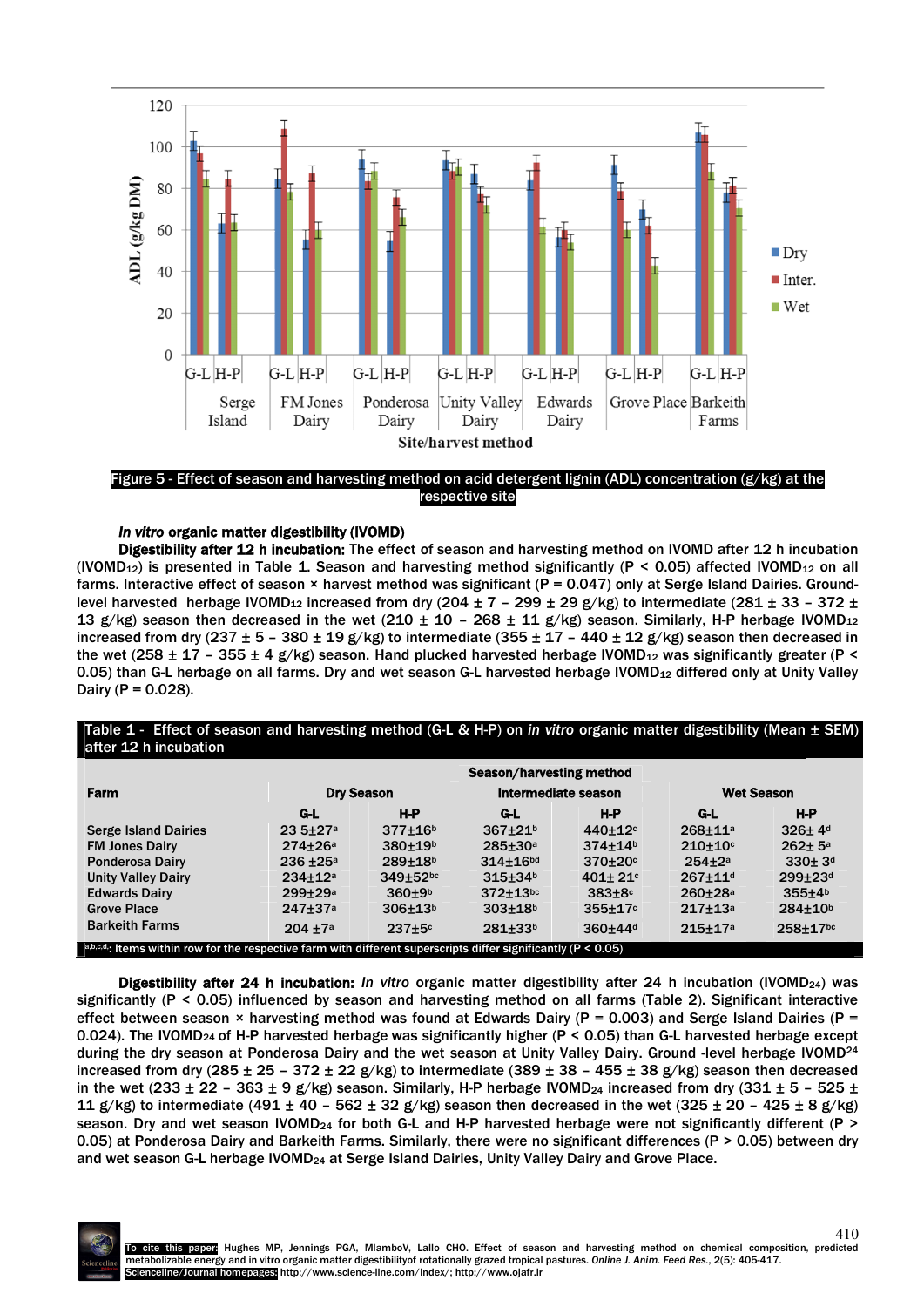Figure 5 - Effect of season and harvesting method on acid detergent lignin (ADL) concentration (g/kg) at the respective site

***In vitro* organic matter digestibility (IVOMD)**

**Digestibility after 12 h incubation:** The effect of season and harvesting method on IVOMD after 12 h incubation ($IVOMD_{12}$) is presented in Table 1. Season and harvesting method significantly ($P < 0.05$) affected $IVOMD_{12}$ on all farms. Interactive effect of season × harvest method was significant ($P = 0.047$) only at Serge Island Dairies. Ground-level harvested herbage $IVOMD_{12}$ increased from dry (204 ± 7 – 299 ± 29 g/kg) to intermediate (281 ± 33 – 372 ± 13 g/kg) season then decreased in the wet (210 ± 10 – 268 ± 11 g/kg) season. Similarly, H-P herbage $IVOMD_{12}$ increased from dry (237 ± 5 – 380 ± 19 g/kg) to intermediate (355 ± 17 – 440 ± 12 g/kg) season then decreased in the wet (258 ± 17 – 355 ± 4 g/kg) season. Hand plucked harvested herbage $IVOMD_{12}$ was significantly greater ($P < 0.05$) than G-L herbage on all farms. Dry and wet season G-L harvested herbage $IVOMD_{12}$ differed only at Unity Valley Dairy ($P = 0.028$).

Table 1 - Effect of season and harvesting method (G-L & H-P) on *in vitro* organic matter digestibility (Mean ± SEM) after 12 h incubation

| Farm | Season/harvesting method | | | | | |
|---|---|---|---|---|---|---|
| | Dry Season | | Intermediate season | | Wet Season | |
| | G-L | H-P | G-L | H-P | G-L | H-P |
| Serge Island Dairies | 23 5±27[a] | 377±16[b] | 367±21[b] | 440±12[c] | 268±11[a] | 326± 4[d] |
| FM Jones Dairy | 274±26[a] | 380±19[b] | 285±30[a] | 374±14[b] | 210±10[c] | 262± 5[a] |
| Ponderosa Dairy | 236 ±25[a] | 289±18[b] | 314±16[bd] | 370±20[c] | 254±2[a] | 330± 3[d] |
| Unity Valley Dairy | 234±12[a] | 349±52[bc] | 315±34[b] | 401± 21[c] | 267±11[d] | 299±23[d] |
| Edwards Dairy | 299±29[a] | 360±9[b] | 372±13[bc] | 383±8[c] | 260±28[a] | 355±4[b] |
| Grove Place | 247±37[a] | 306±13[b] | 303±18[b] | 355±17[c] | 217±13[a] | 284±10[b] |
| Barkeith Farms | 204 ±7[a] | 237±5[c] | 281±33[b] | 360±44[d] | 215±17[a] | 258±17[bc] |

[a,b,c,d]: Items within row for the respective farm with different superscripts differ significantly ($P < 0.05$)

**Digestibility after 24 h incubation:** *In vitro* organic matter digestibility after 24 h incubation ($IVOMD_{24}$) was significantly ($P < 0.05$) influenced by season and harvesting method on all farms (Table 2). Significant interactive effect between season × harvesting method was found at Edwards Dairy ($P = 0.003$) and Serge Island Dairies ($P = 0.024$). The $IVOMD_{24}$ of H-P harvested herbage was significantly higher ($P < 0.05$) than G-L harvested herbage except during the dry season at Ponderosa Dairy and the wet season at Unity Valley Dairy. Ground -level herbage $IVOMD_{24}$ increased from dry (285 ± 25 – 372 ± 22 g/kg) to intermediate (389 ± 38 – 455 ± 38 g/kg) season then decreased in the wet (233 ± 22 – 363 ± 9 g/kg) season. Similarly, H-P herbage $IVOMD_{24}$ increased from dry (331 ± 5 – 525 ± 11 g/kg) to intermediate (491 ± 40 – 562 ± 32 g/kg) season then decreased in the wet (325 ± 20 – 425 ± 8 g/kg) season. Dry and wet season $IVOMD_{24}$ for both G-L and H-P harvested herbage were not significantly different ($P > 0.05$) at Ponderosa Dairy and Barkeith Farms. Similarly, there were no significant differences ($P > 0.05$) between dry and wet season G-L herbage $IVOMD_{24}$ at Serge Island Dairies, Unity Valley Dairy and Grove Place.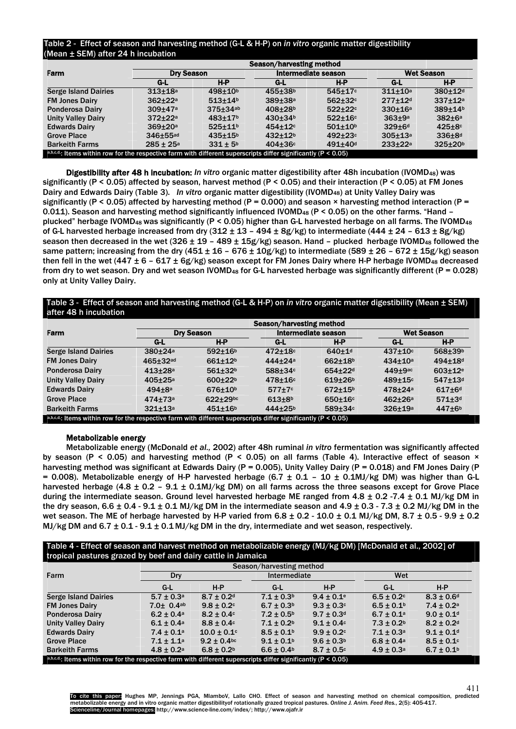Table 2 - Effect of season and harvesting method (G-L & H-P) on *in vitro* organic matter digestibility (Mean ± SEM) after 24 h incubation

| Farm | Season/harvesting method | | | | | |
|---|---|---|---|---|---|---|
| | Dry Season | | Intermediate season | | Wet Season | |
| | G-L | H-P | G-L | H-P | G-L | H-P |
| Serge Island Dairies | 313±18[a] | 498±10[b] | 455±38[b] | 545±17[c] | 311±10[a] | 380±12[d] |
| FM Jones Dairy | 362±22[a] | 513±14[b] | 389±38[a] | 562±32[c] | 277±12[d] | 337±12[a] |
| Ponderosa Dairy | 309±47[a] | 375±34[ab] | 408±28[b] | 522±22[c] | 330±16[a] | 389±14[b] |
| Unity Valley Dairy | 372±22[a] | 483±17[b] | 430±34[b] | 522±16[c] | 363±9[a] | 382±6[a] |
| Edwards Dairy | 369±20[a] | 525±11[b] | 454±12[c] | 501±10[b] | 329±6[d] | 425±8[c] |
| Grove Place | 346±55[ad] | 435±15[b] | 432±12[b] | 492±23[c] | 305±13[a] | 336±8[d] |
| Barkeith Farms | 285 ± 25[a] | 331 ± 5[b] | 404±36[c] | 491±40[d] | 233±22[a] | 325±20[b] |

a,b,c,d: Items within row for the respective farm with different superscripts differ significantly ($P < 0.05$)

**Digestibility after 48 h incubation:** *In vitro* organic matter digestibility after 48h incubation ($IVOMD_{48}$) was significantly ($P < 0.05$) affected by season, harvest method ($P < 0.05$) and their interaction ($P < 0.05$) at FM Jones Dairy and Edwards Dairy (Table 3). *In vitro* organic matter digestibility ($IVOMD_{48}$) at Unity Valley Dairy was significantly ($P < 0.05$) affected by harvesting method ($P = 0.000$) and season × harvesting method interaction ($P = 0.011$). Season and harvesting method significantly influenced $IVOMD_{48}$ ($P < 0.05$) on the other farms. "Hand – plucked" herbage $IVOMD_{48}$ was significantly ($P < 0.05$) higher than G-L harvested herbage on all farms. The $IVOMD_{48}$ of G-L harvested herbage increased from dry (312 ± 13 – 494 ± 8g/kg) to intermediate (444 ± 24 – 613 ± 8g/kg) season then decreased in the wet (326 ± 19 – 489 ± 15g/kg) season. Hand – plucked herbage $IVOMD_{48}$ followed the same pattern; increasing from the dry (451 ± 16 – 676 ± 10g/kg) to intermediate (589 ± 26 – 672 ± 15g/kg) season then fell in the wet (447 ± 6 – 617 ± 6g/kg) season except for FM Jones Dairy where H-P herbage $IVOMD_{48}$ decreased from dry to wet season. Dry and wet season $IVOMD_{48}$ for G-L harvested herbage was significantly different ($P = 0.028$) only at Unity Valley Dairy.

Table 3 - Effect of season and harvesting method (G-L & H-P) on *in vitro* organic matter digestibility (Mean ± SEM) after 48 h incubation

| Farm | Season/harvesting method | | | | | |
|---|---|---|---|---|---|---|
| | Dry Season | | Intermediate season | | Wet Season | |
| | G-L | H-P | G-L | H-P | G-L | H-P |
| Serge Island Dairies | 380±24[a] | 592±16[b] | 472±18[c] | 640±1[d] | 437±10[c] | 568±39[b] |
| FM Jones Dairy | 465±32[ad] | 661±12[b] | 444±24[a] | 662±18[b] | 434±10[a] | 494±18[d] |
| Ponderosa Dairy | 413±28[a] | 561±32[b] | 588±34[c] | 654±22[d] | 449±9[ac] | 603±12[e] |
| Unity Valley Dairy | 405±25[a] | 600±22[b] | 478±16[c] | 619±26[b] | 489±15[c] | 547±13[d] |
| Edwards Dairy | 494±8[a] | 676±10[b] | 577±7[c] | 672±15[b] | 478±24[a] | 617±6[d] |
| Grove Place | 474±73[a] | 622±29[bc] | 613±8[b] | 650±16[c] | 462±26[a] | 571±3[d] |
| Barkeith Farms | 321±13[a] | 451±16[b] | 444±25[b] | 589±34[c] | 326±19[a] | 447±6[b] |

a,b,c,d: Items within row for the respective farm with different superscripts differ significantly ($P < 0.05$)

### Metabolizable energy

Metabolizable energy (McDonald *et al.,* 2002) after 48h ruminal *in vitro* fermentation was significantly affected by season ($P < 0.05$) and harvesting method ($P < 0.05$) on all farms (Table 4). Interactive effect of season × harvesting method was significant at Edwards Dairy ($P = 0.005$), Unity Valley Dairy ($P = 0.018$) and FM Jones Dairy ($P = 0.008$). Metabolizable energy of H-P harvested herbage (6.7 ± 0.1 – 10 ± 0.1MJ/kg DM) was higher than G-L harvested herbage (4.8 ± 0.2 – 9.1 ± 0.1MJ/kg DM) on all farms across the three seasons except for Grove Place during the intermediate season. Ground level harvested herbage ME ranged from 4.8 ± 0.2 -7.4 ± 0.1 MJ/kg DM in the dry season, 6.6 ± 0.4 - 9.1 ± 0.1 MJ/kg DM in the intermediate season and 4.9 ± 0.3 - 7.3 ± 0.2 MJ/kg DM in the wet season. The ME of herbage harvested by H-P varied from 6.8 ± 0.2 - 10.0 ± 0.1 MJ/kg DM, 8.7 ± 0.5 - 9.9 ± 0.2 MJ/kg DM and 6.7 ± 0.1 - 9.1 ± 0.1 MJ/kg DM in the dry, intermediate and wet season, respectively.

Table 4 - Effect of season and harvest method on metabolizable energy (MJ/kg DM) [McDonald et al., 2002] of tropical pastures grazed by beef and dairy cattle in Jamaica

| Farm | Season/harvesting method | | | | | |
|---|---|---|---|---|---|---|
| | Dry | | Intermediate | | Wet | |
| | G-L | H-P | G-L | H-P | G-L | H-P |
| Serge Island Dairies | 5.7 ± 0.3[a] | 8.7 ± 0.2[d] | 7.1 ± 0.3[b] | 9.4 ± 0.1[e] | 6.5 ± 0.2[c] | 8.3 ± 0.6[d] |
| FM Jones Dairy | 7.0± 0.4[ab] | 9.8 ± 0.2[c] | 6.7 ± 0.3[b] | 9.3 ± 0.3[c] | 6.5 ± 0.1[b] | 7.4 ± 0.2[a] |
| Ponderosa Dairy | 6.2 ± 0.4[a] | 8.2 ± 0.4[c] | 7.2 ± 0.5[b] | 9.7 ± 0.3[d] | 6.7 ± 0.1[a] | 9.0 ± 0.1[d] |
| Unity Valley Dairy | 6.1 ± 0.4[a] | 8.8 ± 0.4[c] | 7.1 ± 0.2[b] | 9.1 ± 0.4[c] | 7.3 ± 0.2[b] | 8.2 ± 0.2[d] |
| Edwards Dairy | 7.4 ± 0.1[a] | 10.0 ± 0.1[c] | 8.5 ± 0.1[b] | 9.9 ± 0.2[c] | 7.1 ± 0.3[a] | 9.1 ± 0.1[d] |
| Grove Place | 7.1 ± 1.1[a] | 9.2 ± 0.4[bc] | 9.1 ± 0.1[b] | 9.6 ± 0.3[b] | 6.8 ± 0.4[a] | 8.5 ± 0.1[c] |
| Barkeith Farms | 4.8 ± 0.2[a] | 6.8 ± 0.2[b] | 6.6 ± 0.4[b] | 8.7 ± 0.5[c] | 4.9 ± 0.3[a] | 6.7 ± 0.1[b] |

a,b,c,d: Items within row for the respective farm with different superscripts differ significantly ($P < 0.05$)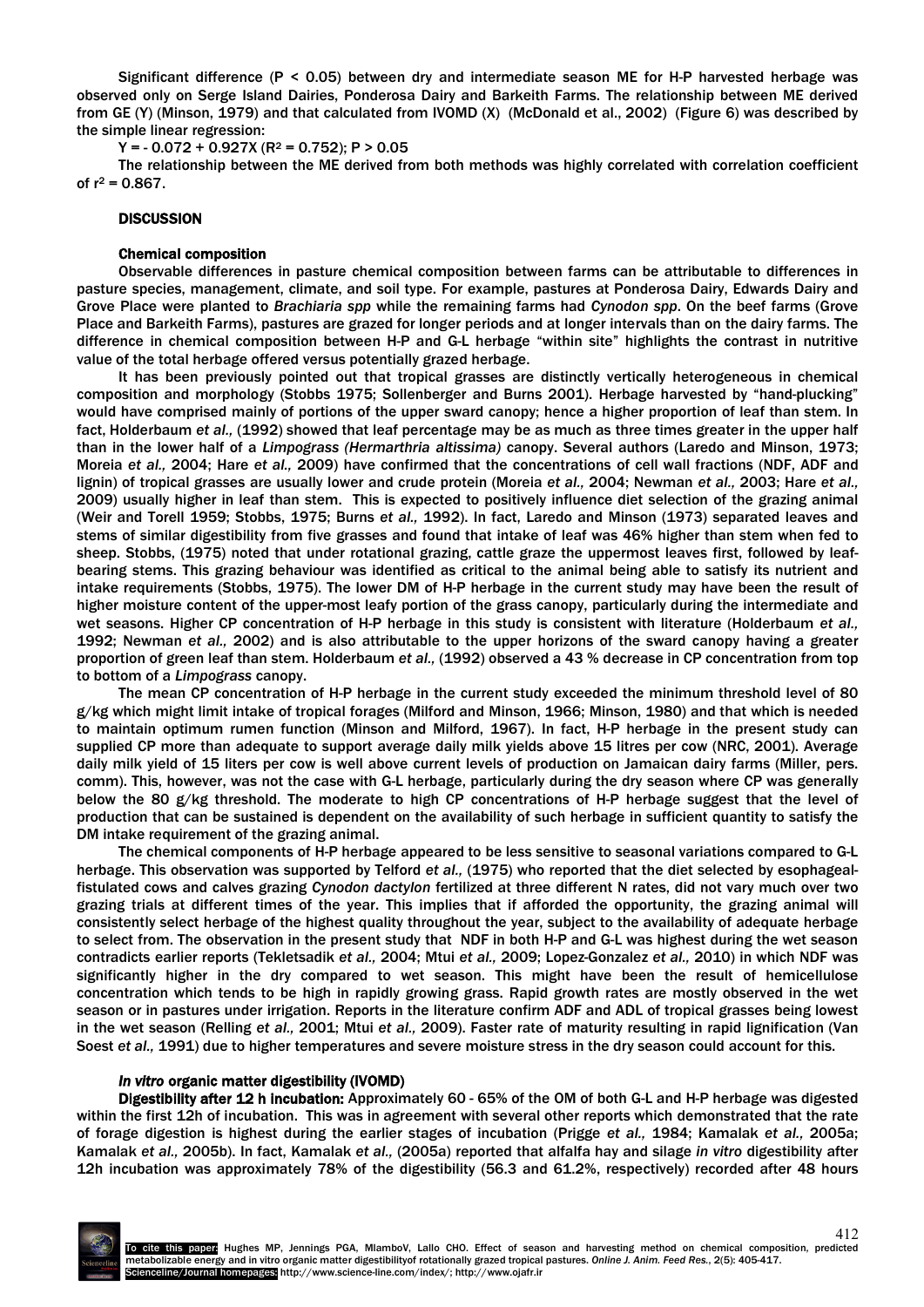Significant difference ($P < 0.05$) between dry and intermediate season ME for H-P harvested herbage was observed only on Serge Island Dairies, Ponderosa Dairy and Barkeith Farms. The relationship between ME derived from GE (Y) (Minson, 1979) and that calculated from IVOMD (X) (McDonald et al., 2002) (Figure 6) was described by the simple linear regression:

$Y = -0.072 + 0.927X$ ($R^2 = 0.752$); $P > 0.05$

The relationship between the ME derived from both methods was highly correlated with correlation coefficient of $r^2 = 0.867$.

## DISCUSSION

### Chemical composition

Observable differences in pasture chemical composition between farms can be attributable to differences in pasture species, management, climate, and soil type. For example, pastures at Ponderosa Dairy, Edwards Dairy and Grove Place were planted to *Brachiaria spp* while the remaining farms had *Cynodon spp*. On the beef farms (Grove Place and Barkeith Farms), pastures are grazed for longer periods and at longer intervals than on the dairy farms. The difference in chemical composition between H-P and G-L herbage "within site" highlights the contrast in nutritive value of the total herbage offered versus potentially grazed herbage.

It has been previously pointed out that tropical grasses are distinctly vertically heterogeneous in chemical composition and morphology (Stobbs 1975; Sollenberger and Burns 2001). Herbage harvested by "hand-plucking" would have comprised mainly of portions of the upper sward canopy; hence a higher proportion of leaf than stem. In fact, Holderbaum *et al.,* (1992) showed that leaf percentage may be as much as three times greater in the upper half than in the lower half of a *Limpograss (Hermarthria altissima)* canopy. Several authors (Laredo and Minson, 1973; Moreia *et al.,* 2004; Hare *et al.,* 2009) have confirmed that the concentrations of cell wall fractions (NDF, ADF and lignin) of tropical grasses are usually lower and crude protein (Moreia *et al.,* 2004; Newman *et al.,* 2003; Hare *et al.,* 2009) usually higher in leaf than stem. This is expected to positively influence diet selection of the grazing animal (Weir and Torell 1959; Stobbs, 1975; Burns *et al.,* 1992). In fact, Laredo and Minson (1973) separated leaves and stems of similar digestibility from five grasses and found that intake of leaf was 46% higher than stem when fed to sheep. Stobbs, (1975) noted that under rotational grazing, cattle graze the uppermost leaves first, followed by leaf-bearing stems. This grazing behaviour was identified as critical to the animal being able to satisfy its nutrient and intake requirements (Stobbs, 1975). The lower DM of H-P herbage in the current study may have been the result of higher moisture content of the upper-most leafy portion of the grass canopy, particularly during the intermediate and wet seasons. Higher CP concentration of H-P herbage in this study is consistent with literature (Holderbaum *et al.,* 1992; Newman *et al.,* 2002) and is also attributable to the upper horizons of the sward canopy having a greater proportion of green leaf than stem. Holderbaum *et al.,* (1992) observed a 43 % decrease in CP concentration from top to bottom of a *Limpograss* canopy.

The mean CP concentration of H-P herbage in the current study exceeded the minimum threshold level of 80 g/kg which might limit intake of tropical forages (Milford and Minson, 1966; Minson, 1980) and that which is needed to maintain optimum rumen function (Minson and Milford, 1967). In fact, H-P herbage in the present study can supplied CP more than adequate to support average daily milk yields above 15 litres per cow (NRC, 2001). Average daily milk yield of 15 liters per cow is well above current levels of production on Jamaican dairy farms (Miller, pers. comm). This, however, was not the case with G-L herbage, particularly during the dry season where CP was generally below the 80 g/kg threshold. The moderate to high CP concentrations of H-P herbage suggest that the level of production that can be sustained is dependent on the availability of such herbage in sufficient quantity to satisfy the DM intake requirement of the grazing animal.

The chemical components of H-P herbage appeared to be less sensitive to seasonal variations compared to G-L herbage. This observation was supported by Telford *et al.,* (1975) who reported that the diet selected by esophageal-fistulated cows and calves grazing *Cynodon dactylon* fertilized at three different N rates, did not vary much over two grazing trials at different times of the year. This implies that if afforded the opportunity, the grazing animal will consistently select herbage of the highest quality throughout the year, subject to the availability of adequate herbage to select from. The observation in the present study that NDF in both H-P and G-L was highest during the wet season contradicts earlier reports (Tekletsadik *et al.,* 2004; Mtui *et al.,* 2009; Lopez-Gonzalez *et al.,* 2010) in which NDF was significantly higher in the dry compared to wet season. This might have been the result of hemicellulose concentration which tends to be high in rapidly growing grass. Rapid growth rates are mostly observed in the wet season or in pastures under irrigation. Reports in the literature confirm ADF and ADL of tropical grasses being lowest in the wet season (Relling *et al.,* 2001; Mtui *et al.,* 2009). Faster rate of maturity resulting in rapid lignification (Van Soest *et al.,* 1991) due to higher temperatures and severe moisture stress in the dry season could account for this.

### *In vitro* organic matter digestibility (IVOMD)

**Digestibility after 12 h incubation:** Approximately 60 - 65% of the OM of both G-L and H-P herbage was digested within the first 12h of incubation. This was in agreement with several other reports which demonstrated that the rate of forage digestion is highest during the earlier stages of incubation (Prigge *et al.,* 1984; Kamalak *et al.,* 2005a; Kamalak *et al.,* 2005b). In fact, Kamalak *et al.,* (2005a) reported that alfalfa hay and silage *in vitro* digestibility after 12h incubation was approximately 78% of the digestibility (56.3 and 61.2%, respectively) recorded after 48 hours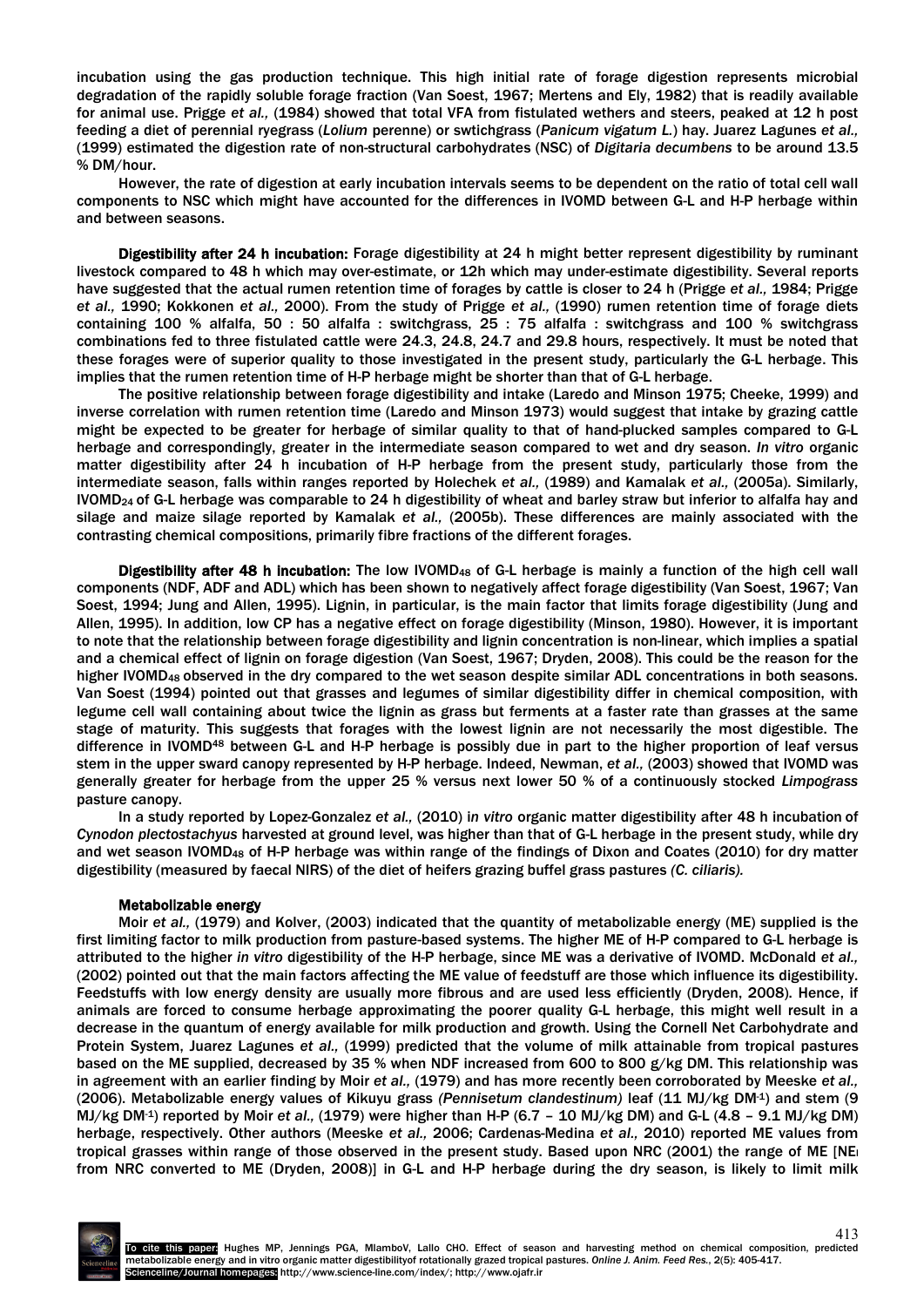incubation using the gas production technique. This high initial rate of forage digestion represents microbial degradation of the rapidly soluble forage fraction (Van Soest, 1967; Mertens and Ely, 1982) that is readily available for animal use. Prigge *et al.,* (1984) showed that total VFA from fistulated wethers and steers, peaked at 12 h post feeding a diet of perennial ryegrass (*Lolium* perenne) or swtichgrass (*Panicum vigatum L.*) hay. Juarez Lagunes *et al.,* (1999) estimated the digestion rate of non-structural carbohydrates (NSC) of *Digitaria decumbens* to be around 13.5 % DM/hour.

However, the rate of digestion at early incubation intervals seems to be dependent on the ratio of total cell wall components to NSC which might have accounted for the differences in IVOMD between G-L and H-P herbage within and between seasons.

**Digestibility after 24 h incubation:** Forage digestibility at 24 h might better represent digestibility by ruminant livestock compared to 48 h which may over-estimate, or 12h which may under-estimate digestibility. Several reports have suggested that the actual rumen retention time of forages by cattle is closer to 24 h (Prigge *et al.,* 1984; Prigge *et al.,* 1990; Kokkonen *et al.,* 2000). From the study of Prigge *et al.,* (1990) rumen retention time of forage diets containing 100 % alfalfa, 50 : 50 alfalfa : switchgrass, 25 : 75 alfalfa : switchgrass and 100 % switchgrass combinations fed to three fistulated cattle were 24.3, 24.8, 24.7 and 29.8 hours, respectively. It must be noted that these forages were of superior quality to those investigated in the present study, particularly the G-L herbage. This implies that the rumen retention time of H-P herbage might be shorter than that of G-L herbage.

The positive relationship between forage digestibility and intake (Laredo and Minson 1975; Cheeke, 1999) and inverse correlation with rumen retention time (Laredo and Minson 1973) would suggest that intake by grazing cattle might be expected to be greater for herbage of similar quality to that of hand-plucked samples compared to G-L herbage and correspondingly, greater in the intermediate season compared to wet and dry season. *In vitro* organic matter digestibility after 24 h incubation of H-P herbage from the present study, particularly those from the intermediate season, falls within ranges reported by Holechek *et al.,* (1989) and Kamalak *et al.,* (2005a). Similarly, $IVOMD_{24}$ of G-L herbage was comparable to 24 h digestibility of wheat and barley straw but inferior to alfalfa hay and silage and maize silage reported by Kamalak *et al.,* (2005b). These differences are mainly associated with the contrasting chemical compositions, primarily fibre fractions of the different forages.

**Digestibility after 48 h incubation:** The low $IVOMD_{48}$ of G-L herbage is mainly a function of the high cell wall components (NDF, ADF and ADL) which has been shown to negatively affect forage digestibility (Van Soest, 1967; Van Soest, 1994; Jung and Allen, 1995). Lignin, in particular, is the main factor that limits forage digestibility (Jung and Allen, 1995). In addition, low CP has a negative effect on forage digestibility (Minson, 1980). However, it is important to note that the relationship between forage digestibility and lignin concentration is non-linear, which implies a spatial and a chemical effect of lignin on forage digestion (Van Soest, 1967; Dryden, 2008). This could be the reason for the higher $IVOMD_{48}$ observed in the dry compared to the wet season despite similar ADL concentrations in both seasons. Van Soest (1994) pointed out that grasses and legumes of similar digestibility differ in chemical composition, with legume cell wall containing about twice the lignin as grass but ferments at a faster rate than grasses at the same stage of maturity. This suggests that forages with the lowest lignin are not necessarily the most digestible. The difference in $IVOMD^{48}$ between G-L and H-P herbage is possibly due in part to the higher proportion of leaf versus stem in the upper sward canopy represented by H-P herbage. Indeed, Newman, *et al.,* (2003) showed that IVOMD was generally greater for herbage from the upper 25 % versus next lower 50 % of a continuously stocked *Limpograss* pasture canopy.

In a study reported by Lopez-Gonzalez *et al.,* (2010) i*n vitro* organic matter digestibility after 48 h incubation of *Cynodon plectostachyus* harvested at ground level, was higher than that of G-L herbage in the present study, while dry and wet season $IVOMD_{48}$ of H-P herbage was within range of the findings of Dixon and Coates (2010) for dry matter digestibility (measured by faecal NIRS) of the diet of heifers grazing buffel grass pastures *(C. ciliaris).*

### Metabolizable energy

Moir *et al.,* (1979) and Kolver, (2003) indicated that the quantity of metabolizable energy (ME) supplied is the first limiting factor to milk production from pasture-based systems. The higher ME of H-P compared to G-L herbage is attributed to the higher *in vitro* digestibility of the H-P herbage, since ME was a derivative of IVOMD. McDonald *et al.,* (2002) pointed out that the main factors affecting the ME value of feedstuff are those which influence its digestibility. Feedstuffs with low energy density are usually more fibrous and are used less efficiently (Dryden, 2008). Hence, if animals are forced to consume herbage approximating the poorer quality G-L herbage, this might well result in a decrease in the quantum of energy available for milk production and growth. Using the Cornell Net Carbohydrate and Protein System, Juarez Lagunes *et al.,* (1999) predicted that the volume of milk attainable from tropical pastures based on the ME supplied, decreased by 35 % when NDF increased from 600 to 800 g/kg DM. This relationship was in agreement with an earlier finding by Moir *et al.,* (1979) and has more recently been corroborated by Meeske *et al.,* (2006). Metabolizable energy values of Kikuyu grass *(Pennisetum clandestinum)* leaf (11 MJ/kg $DM^{-1}$) and stem (9 MJ/kg $DM^{-1}$) reported by Moir *et al.,* (1979) were higher than H-P (6.7 – 10 MJ/kg DM) and G-L (4.8 – 9.1 MJ/kg DM) herbage, respectively. Other authors (Meeske *et al.,* 2006; Cardenas-Medina *et al.,* 2010) reported ME values from tropical grasses within range of those observed in the present study. Based upon NRC (2001) the range of ME [$NE_l$ from NRC converted to ME (Dryden, 2008)] in G-L and H-P herbage during the dry season, is likely to limit milk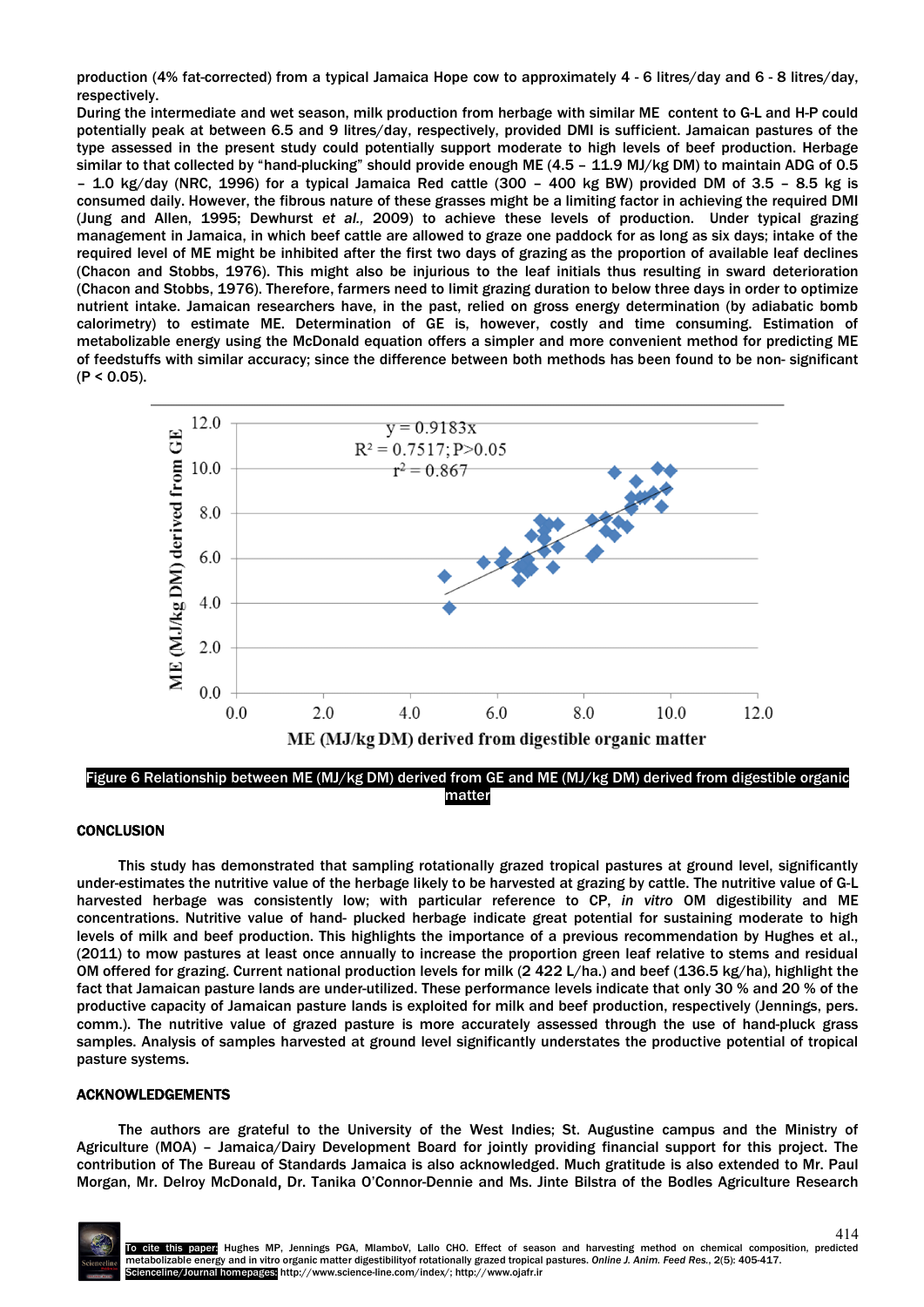production (4% fat-corrected) from a typical Jamaica Hope cow to approximately 4 - 6 litres/day and 6 - 8 litres/day, respectively.

During the intermediate and wet season, milk production from herbage with similar ME content to G-L and H-P could potentially peak at between 6.5 and 9 litres/day, respectively, provided DMI is sufficient. Jamaican pastures of the type assessed in the present study could potentially support moderate to high levels of beef production. Herbage similar to that collected by "hand-plucking" should provide enough ME (4.5 – 11.9 MJ/kg DM) to maintain ADG of 0.5 – 1.0 kg/day (NRC, 1996) for a typical Jamaica Red cattle (300 – 400 kg BW) provided DM of 3.5 – 8.5 kg is consumed daily. However, the fibrous nature of these grasses might be a limiting factor in achieving the required DMI (Jung and Allen, 1995; Dewhurst *et al.,* 2009) to achieve these levels of production. Under typical grazing management in Jamaica, in which beef cattle are allowed to graze one paddock for as long as six days; intake of the required level of ME might be inhibited after the first two days of grazing as the proportion of available leaf declines (Chacon and Stobbs, 1976). This might also be injurious to the leaf initials thus resulting in sward deterioration (Chacon and Stobbs, 1976). Therefore, farmers need to limit grazing duration to below three days in order to optimize nutrient intake. Jamaican researchers have, in the past, relied on gross energy determination (by adiabatic bomb calorimetry) to estimate ME. Determination of GE is, however, costly and time consuming. Estimation of metabolizable energy using the McDonald equation offers a simpler and more convenient method for predicting ME of feedstuffs with similar accuracy; since the difference between both methods has been found to be non- significant ($P < 0.05$).

Figure 6 Relationship between ME (MJ/kg DM) derived from GE and ME (MJ/kg DM) derived from digestible organic matter

## CONCLUSION

This study has demonstrated that sampling rotationally grazed tropical pastures at ground level, significantly under-estimates the nutritive value of the herbage likely to be harvested at grazing by cattle. The nutritive value of G-L harvested herbage was consistently low; with particular reference to CP, *in vitro* OM digestibility and ME concentrations. Nutritive value of hand- plucked herbage indicate great potential for sustaining moderate to high levels of milk and beef production. This highlights the importance of a previous recommendation by Hughes et al., (2011) to mow pastures at least once annually to increase the proportion green leaf relative to stems and residual OM offered for grazing. Current national production levels for milk (2 422 L/ha.) and beef (136.5 kg/ha), highlight the fact that Jamaican pasture lands are under-utilized. These performance levels indicate that only 30 % and 20 % of the productive capacity of Jamaican pasture lands is exploited for milk and beef production, respectively (Jennings, pers. comm.). The nutritive value of grazed pasture is more accurately assessed through the use of hand-pluck grass samples. Analysis of samples harvested at ground level significantly understates the productive potential of tropical pasture systems.

## ACKNOWLEDGEMENTS

The authors are grateful to the University of the West Indies; St. Augustine campus and the Ministry of Agriculture (MOA) – Jamaica/Dairy Development Board for jointly providing financial support for this project. The contribution of The Bureau of Standards Jamaica is also acknowledged. Much gratitude is also extended to Mr. Paul Morgan, Mr. Delroy McDonald, Dr. Tanika O'Connor-Dennie and Ms. Jinte Bilstra of the Bodles Agriculture Research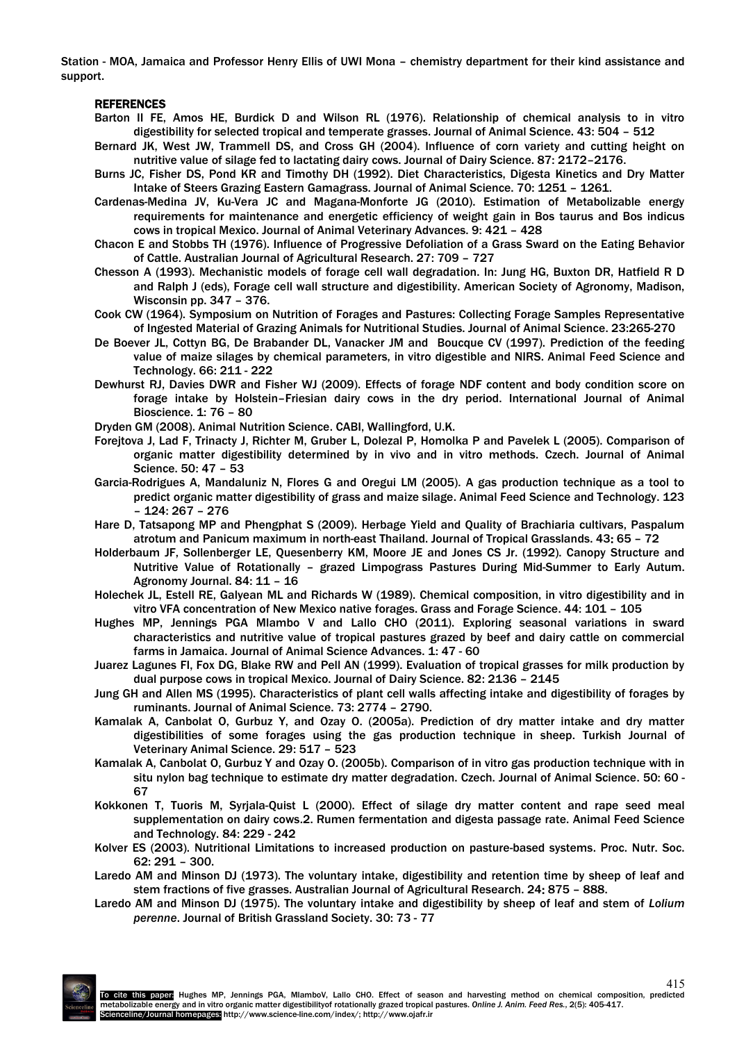Station - MOA, Jamaica and Professor Henry Ellis of UWI Mona – chemistry department for their kind assistance and support.

## REFERENCES

Barton II FE, Amos HE, Burdick D and Wilson RL (1976). Relationship of chemical analysis to in vitro digestibility for selected tropical and temperate grasses. Journal of Animal Science. 43: 504 – 512

Bernard JK, West JW, Trammell DS, and Cross GH (2004). Influence of corn variety and cutting height on nutritive value of silage fed to lactating dairy cows. Journal of Dairy Science. 87: 2172–2176.

Burns JC, Fisher DS, Pond KR and Timothy DH (1992). Diet Characteristics, Digesta Kinetics and Dry Matter Intake of Steers Grazing Eastern Gamagrass. Journal of Animal Science. 70: 1251 – 1261.

Cardenas-Medina JV, Ku-Vera JC and Magana-Monforte JG (2010). Estimation of Metabolizable energy requirements for maintenance and energetic efficiency of weight gain in Bos taurus and Bos indicus cows in tropical Mexico. Journal of Animal Veterinary Advances. 9: 421 – 428

Chacon E and Stobbs TH (1976). Influence of Progressive Defoliation of a Grass Sward on the Eating Behavior of Cattle. Australian Journal of Agricultural Research. 27: 709 – 727

Chesson A (1993). Mechanistic models of forage cell wall degradation. In: Jung HG, Buxton DR, Hatfield R D and Ralph J (eds), Forage cell wall structure and digestibility. American Society of Agronomy, Madison, Wisconsin pp. 347 – 376.

Cook CW (1964). Symposium on Nutrition of Forages and Pastures: Collecting Forage Samples Representative of Ingested Material of Grazing Animals for Nutritional Studies. Journal of Animal Science. 23:265-270

De Boever JL, Cottyn BG, De Brabander DL, Vanacker JM and Boucque CV (1997). Prediction of the feeding value of maize silages by chemical parameters, in vitro digestible and NIRS. Animal Feed Science and Technology. 66: 211 - 222

Dewhurst RJ, Davies DWR and Fisher WJ (2009). Effects of forage NDF content and body condition score on forage intake by Holstein–Friesian dairy cows in the dry period. International Journal of Animal Bioscience. 1: 76 – 80

Dryden GM (2008). Animal Nutrition Science. CABI, Wallingford, U.K.

Forejtova J, Lad F, Trinacty J, Richter M, Gruber L, Dolezal P, Homolka P and Pavelek L (2005). Comparison of organic matter digestibility determined by in vivo and in vitro methods. Czech. Journal of Animal Science. 50: 47 – 53

Garcia-Rodrigues A, Mandaluniz N, Flores G and Oregui LM (2005). A gas production technique as a tool to predict organic matter digestibility of grass and maize silage. Animal Feed Science and Technology. 123 – 124: 267 – 276

Hare D, Tatsapong MP and Phengphat S (2009). Herbage Yield and Quality of Brachiaria cultivars, Paspalum atrotum and Panicum maximum in north-east Thailand. Journal of Tropical Grasslands. 43; 65 – 72

Holderbaum JF, Sollenberger LE, Quesenberry KM, Moore JE and Jones CS Jr. (1992). Canopy Structure and Nutritive Value of Rotationally – grazed Limpograss Pastures During Mid-Summer to Early Autum. Agronomy Journal. 84: 11 – 16

Holechek JL, Estell RE, Galyean ML and Richards W (1989). Chemical composition, in vitro digestibility and in vitro VFA concentration of New Mexico native forages. Grass and Forage Science. 44: 101 – 105

Hughes MP, Jennings PGA Mlambo V and Lallo CHO (2011). Exploring seasonal variations in sward characteristics and nutritive value of tropical pastures grazed by beef and dairy cattle on commercial farms in Jamaica. Journal of Animal Science Advances. 1: 47 - 60

Juarez Lagunes FI, Fox DG, Blake RW and Pell AN (1999). Evaluation of tropical grasses for milk production by dual purpose cows in tropical Mexico. Journal of Dairy Science. 82: 2136 – 2145

Jung GH and Allen MS (1995). Characteristics of plant cell walls affecting intake and digestibility of forages by ruminants. Journal of Animal Science. 73: 2774 – 2790.

Kamalak A, Canbolat O, Gurbuz Y, and Ozay O. (2005a). Prediction of dry matter intake and dry matter digestibilities of some forages using the gas production technique in sheep. Turkish Journal of Veterinary Animal Science. 29: 517 – 523

Kamalak A, Canbolat O, Gurbuz Y and Ozay O. (2005b). Comparison of in vitro gas production technique with in situ nylon bag technique to estimate dry matter degradation. Czech. Journal of Animal Science. 50: 60 - 67

Kokkonen T, Tuoris M, Syrjala-Quist L (2000). Effect of silage dry matter content and rape seed meal supplementation on dairy cows.2. Rumen fermentation and digesta passage rate. Animal Feed Science and Technology. 84: 229 - 242

Kolver ES (2003). Nutritional Limitations to increased production on pasture-based systems. Proc. Nutr. Soc. 62: 291 – 300.

Laredo AM and Minson DJ (1973). The voluntary intake, digestibility and retention time by sheep of leaf and stem fractions of five grasses. Australian Journal of Agricultural Research. 24: 875 – 888.

Laredo AM and Minson DJ (1975). The voluntary intake and digestibility by sheep of leaf and stem of *Lolium perenne*. Journal of British Grassland Society. 30: 73 - 77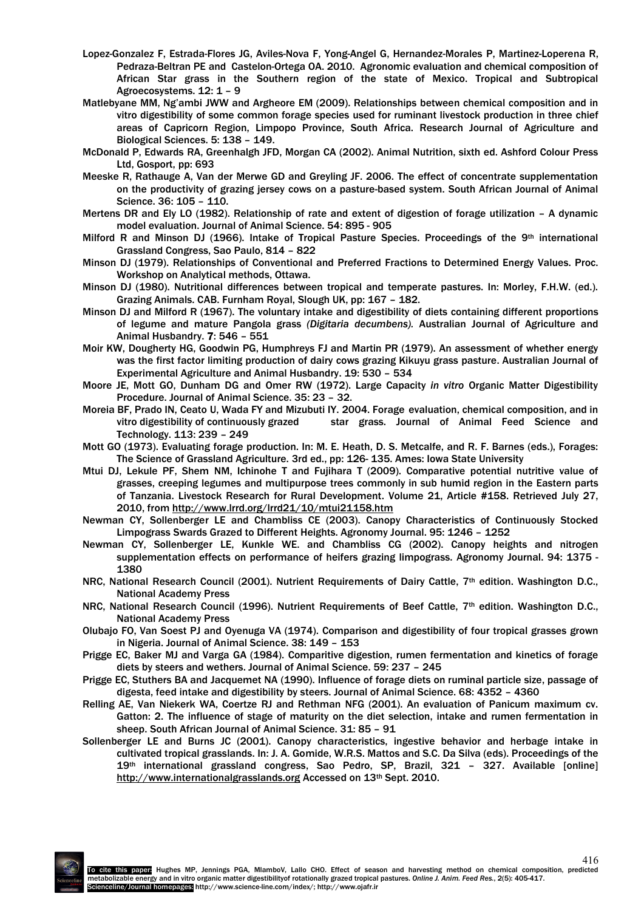Lopez-Gonzalez F, Estrada-Flores JG, Aviles-Nova F, Yong-Angel G, Hernandez-Morales P, Martinez-Loperena R, Pedraza-Beltran PE and Castelon-Ortega OA. 2010. Agronomic evaluation and chemical composition of African Star grass in the Southern region of the state of Mexico. Tropical and Subtropical Agroecosystems. 12: 1 – 9

Matlebyane MM, Ng'ambi JWW and Argheore EM (2009). Relationships between chemical composition and in vitro digestibility of some common forage species used for ruminant livestock production in three chief areas of Capricorn Region, Limpopo Province, South Africa. Research Journal of Agriculture and Biological Sciences. 5: 138 – 149.

McDonald P, Edwards RA, Greenhalgh JFD, Morgan CA (2002). Animal Nutrition, sixth ed. Ashford Colour Press Ltd, Gosport, pp: 693

Meeske R, Rathauge A, Van der Merwe GD and Greyling JF. 2006. The effect of concentrate supplementation on the productivity of grazing jersey cows on a pasture-based system. South African Journal of Animal Science. 36: 105 – 110.

Mertens DR and Ely LO (1982). Relationship of rate and extent of digestion of forage utilization – A dynamic model evaluation. Journal of Animal Science. 54: 895 - 905

Milford R and Minson DJ (1966). Intake of Tropical Pasture Species. Proceedings of the 9th international Grassland Congress, Sao Paulo, 814 – 822

Minson DJ (1979). Relationships of Conventional and Preferred Fractions to Determined Energy Values. Proc. Workshop on Analytical methods, Ottawa.

Minson DJ (1980). Nutritional differences between tropical and temperate pastures. In: Morley, F.H.W. (ed.). Grazing Animals. CAB. Furnham Royal, Slough UK, pp: 167 – 182.

Minson DJ and Milford R (1967). The voluntary intake and digestibility of diets containing different proportions of legume and mature Pangola grass *(Digitaria decumbens).* Australian Journal of Agriculture and Animal Husbandry. **7**: 546 – 551

Moir KW, Dougherty HG, Goodwin PG, Humphreys FJ and Martin PR (1979). An assessment of whether energy was the first factor limiting production of dairy cows grazing Kikuyu grass pasture. Australian Journal of Experimental Agriculture and Animal Husbandry. 19: 530 – 534

Moore JE, Mott GO, Dunham DG and Omer RW (1972). Large Capacity *in vitro* Organic Matter Digestibility Procedure. Journal of Animal Science. 35: 23 – 32.

Moreia BF, Prado IN, Ceato U, Wada FY and Mizubuti IY. 2004. Forage evaluation, chemical composition, and in vitro digestibility of continuously grazed star grass. Journal of Animal Feed Science and Technology. 113: 239 – 249

Mott GO (1973). Evaluating forage production. In: M. E. Heath, D. S. Metcalfe, and R. F. Barnes (eds.), Forages: The Science of Grassland Agriculture. 3rd ed., pp: 126- 135. Ames: Iowa State University

Mtui DJ, Lekule PF, Shem NM, Ichinohe T and Fujihara T (2009). Comparative potential nutritive value of grasses, creeping legumes and multipurpose trees commonly in sub humid region in the Eastern parts of Tanzania. Livestock Research for Rural Development. Volume 21, Article #158. Retrieved July 27, 2010, from http://www.lrrd.org/lrrd21/10/mtui21158.htm

Newman CY, Sollenberger LE and Chambliss CE (2003). Canopy Characteristics of Continuously Stocked Limpograss Swards Grazed to Different Heights. Agronomy Journal. 95: 1246 – 1252

Newman CY, Sollenberger LE, Kunkle WE. and Chambliss CG (2002). Canopy heights and nitrogen supplementation effects on performance of heifers grazing limpograss. Agronomy Journal. 94: 1375 - 1380

NRC, National Research Council (2001). Nutrient Requirements of Dairy Cattle, 7th edition. Washington D.C., National Academy Press

NRC, National Research Council (1996). Nutrient Requirements of Beef Cattle, 7th edition. Washington D.C., National Academy Press

Olubajo FO, Van Soest PJ and Oyenuga VA (1974). Comparison and digestibility of four tropical grasses grown in Nigeria. Journal of Animal Science. 38: 149 – 153

Prigge EC, Baker MJ and Varga GA (1984). Comparitive digestion, rumen fermentation and kinetics of forage diets by steers and wethers. Journal of Animal Science. 59: 237 – 245

Prigge EC, Stuthers BA and Jacquemet NA (1990). Influence of forage diets on ruminal particle size, passage of digesta, feed intake and digestibility by steers. Journal of Animal Science. 68: 4352 – 4360

Relling AE, Van Niekerk WA, Coertze RJ and Rethman NFG (2001). An evaluation of Panicum maximum cv. Gatton: 2. The influence of stage of maturity on the diet selection, intake and rumen fermentation in sheep. South African Journal of Animal Science. 31: 85 – 91

Sollenberger LE and Burns JC (2001). Canopy characteristics, ingestive behavior and herbage intake in cultivated tropical grasslands. In: J. A. Gomide, W.R.S. Mattos and S.C. Da Silva (eds). Proceedings of the 19th international grassland congress, Sao Pedro, SP, Brazil, 321 – 327. Available [online] http://www.internationalgrasslands.org Accessed on 13th Sept. 2010.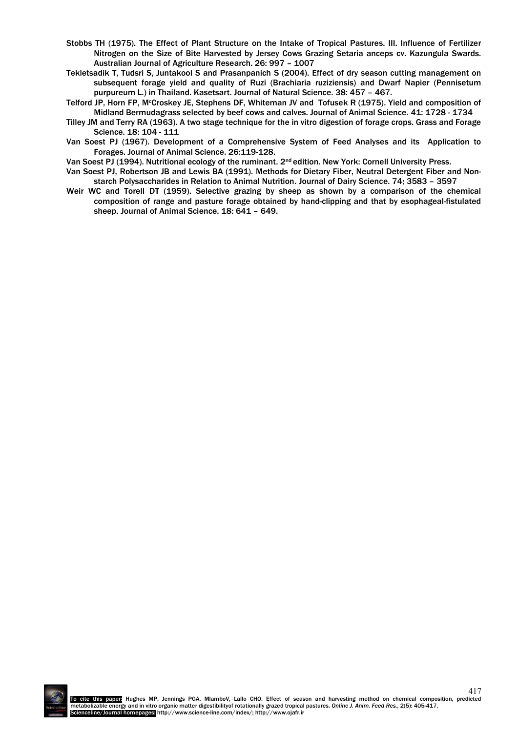Stobbs TH (1975). The Effect of Plant Structure on the Intake of Tropical Pastures. III. Influence of Fertilizer Nitrogen on the Size of Bite Harvested by Jersey Cows Grazing Setaria anceps cv. Kazungula Swards. Australian Journal of Agriculture Research. 26: 997 – 1007

Tekletsadik T, Tudsri S, Juntakool S and Prasanpanich S (2004). Effect of dry season cutting management on subsequent forage yield and quality of Ruzi (Brachiaria ruziziensis) and Dwarf Napier (Pennisetum purpureum L.) in Thailand. Kasetsart. Journal of Natural Science. 38: 457 – 467.

Telford JP, Horn FP, McCroskey JE, Stephens DF, Whiteman JV and Tofusek R (1975). Yield and composition of Midland Bermudagrass selected by beef cows and calves. Journal of Animal Science. 41: 1728 - 1734

Tilley JM and Terry RA (1963). A two stage technique for the in vitro digestion of forage crops. Grass and Forage Science. 18: 104 - 111

Van Soest PJ (1967). Development of a Comprehensive System of Feed Analyses and its Application to Forages. Journal of Animal Science. 26:119-128.

Van Soest PJ (1994). Nutritional ecology of the ruminant. 2nd edition. New York: Cornell University Press.

Van Soest PJ, Robertson JB and Lewis BA (1991). Methods for Dietary Fiber, Neutral Detergent Fiber and Non-starch Polysaccharides in Relation to Animal Nutrition. Journal of Dairy Science. 74; 3583 – 3597

Weir WC and Torell DT (1959). Selective grazing by sheep as shown by a comparison of the chemical composition of range and pasture forage obtained by hand-clipping and that by esophageal-fistulated sheep. Journal of Animal Science. 18: 641 – 649.